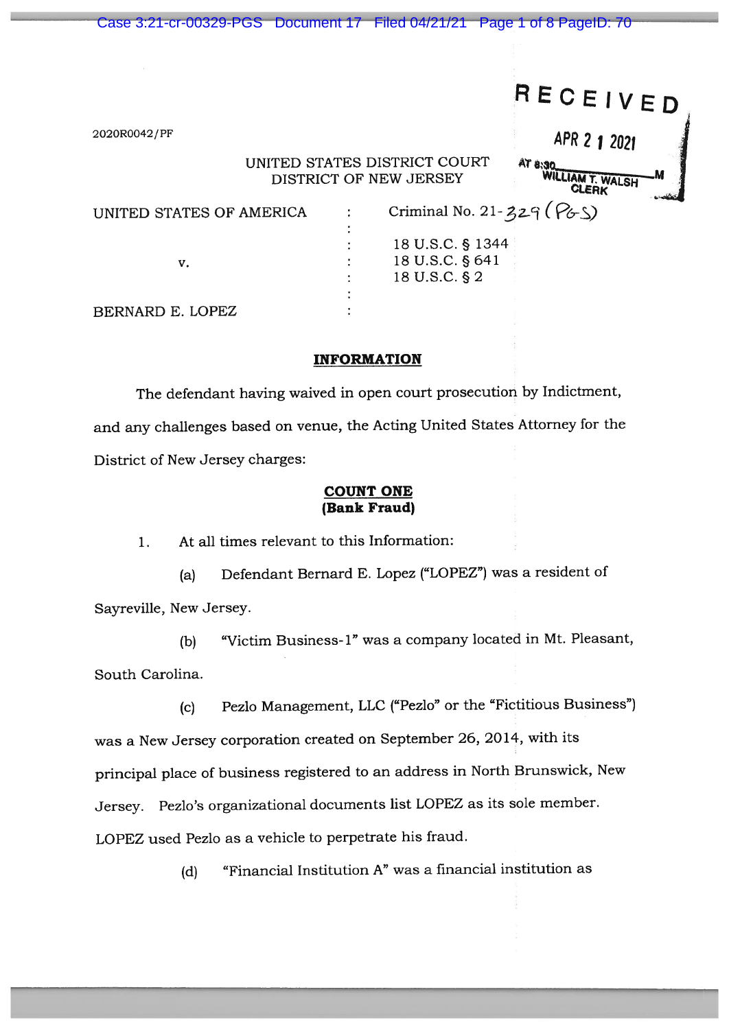RECEIVED

APR 21 2021

AT 8:30 M
WILLIAM T. WALSH
CLERK

2020R0042/PF

UNITED STATES DISTRICT COURT
DISTRICT OF NEW JERSEY

UNITED STATES OF AMERICA : Criminal No. 21-329 (PGS)

v. : 18 U.S.C. § 1344
: 18 U.S.C. § 641
: 18 U.S.C. § 2

BERNARD E. LOPEZ :

**INFORMATION**

The defendant having waived in open court prosecution by Indictment, and any challenges based on venue, the Acting United States Attorney for the District of New Jersey charges:

**COUNT ONE**
**(Bank Fraud)**

1. At all times relevant to this Information:

(a) Defendant Bernard E. Lopez ("LOPEZ") was a resident of Sayreville, New Jersey.

(b) "Victim Business-1" was a company located in Mt. Pleasant, South Carolina.

(c) Pezlo Management, LLC ("Pezlo" or the "Fictitious Business") was a New Jersey corporation created on September 26, 2014, with its principal place of business registered to an address in North Brunswick, New Jersey. Pezlo's organizational documents list LOPEZ as its sole member. LOPEZ used Pezlo as a vehicle to perpetrate his fraud.

(d) "Financial Institution A" was a financial institution as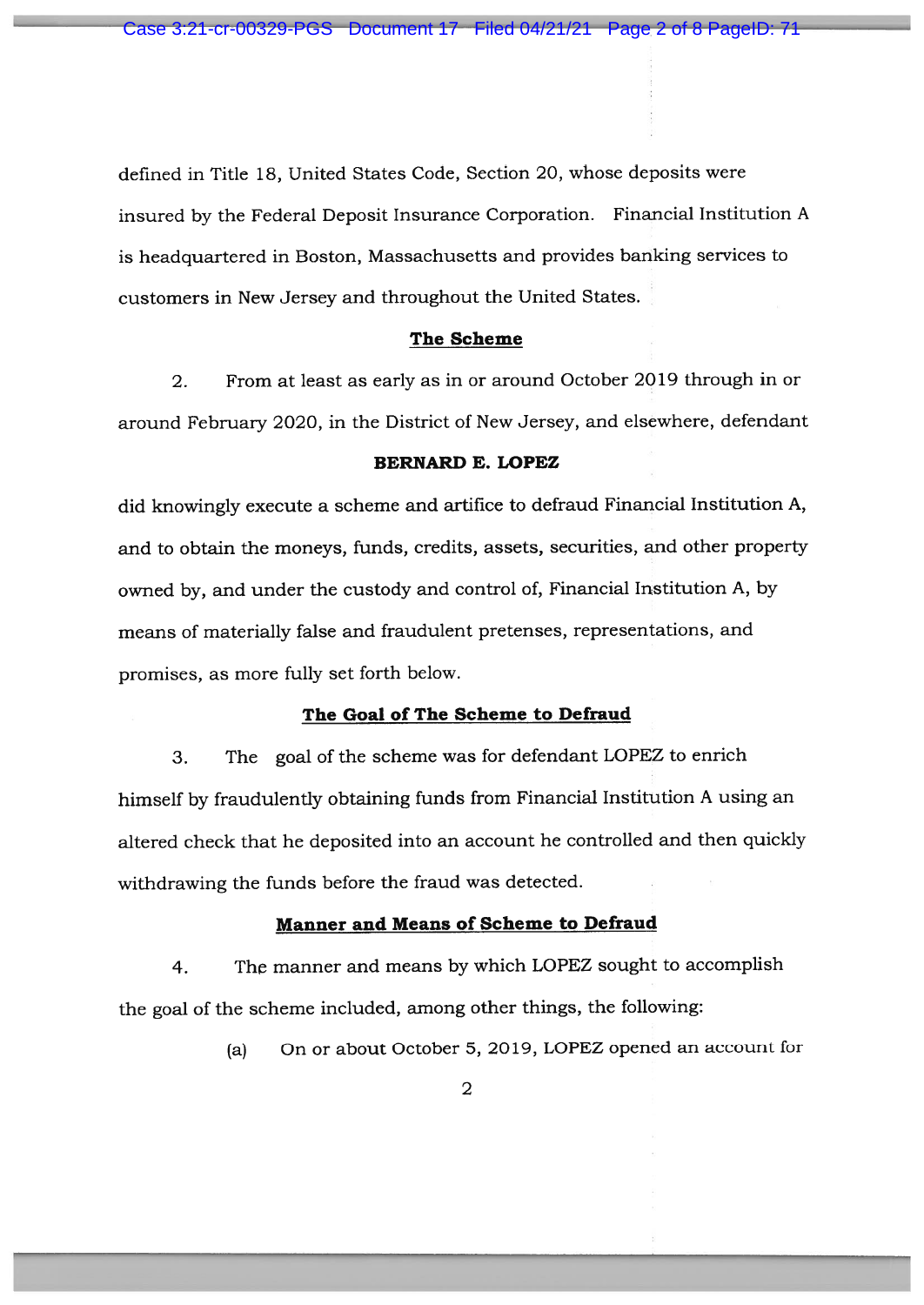defined in Title 18, United States Code, Section 20, whose deposits were insured by the Federal Deposit Insurance Corporation. Financial Institution A is headquartered in Boston, Massachusetts and provides banking services to customers in New Jersey and throughout the United States.

**The Scheme**

2. From at least as early as in or around October 2019 through in or around February 2020, in the District of New Jersey, and elsewhere, defendant

**BERNARD E. LOPEZ**

did knowingly execute a scheme and artifice to defraud Financial Institution A, and to obtain the moneys, funds, credits, assets, securities, and other property owned by, and under the custody and control of, Financial Institution A, by means of materially false and fraudulent pretenses, representations, and promises, as more fully set forth below.

**The Goal of The Scheme to Defraud**

3. The goal of the scheme was for defendant LOPEZ to enrich himself by fraudulently obtaining funds from Financial Institution A using an altered check that he deposited into an account he controlled and then quickly withdrawing the funds before the fraud was detected.

**Manner and Means of Scheme to Defraud**

4. The manner and means by which LOPEZ sought to accomplish the goal of the scheme included, among other things, the following:

(a) On or about October 5, 2019, LOPEZ opened an account for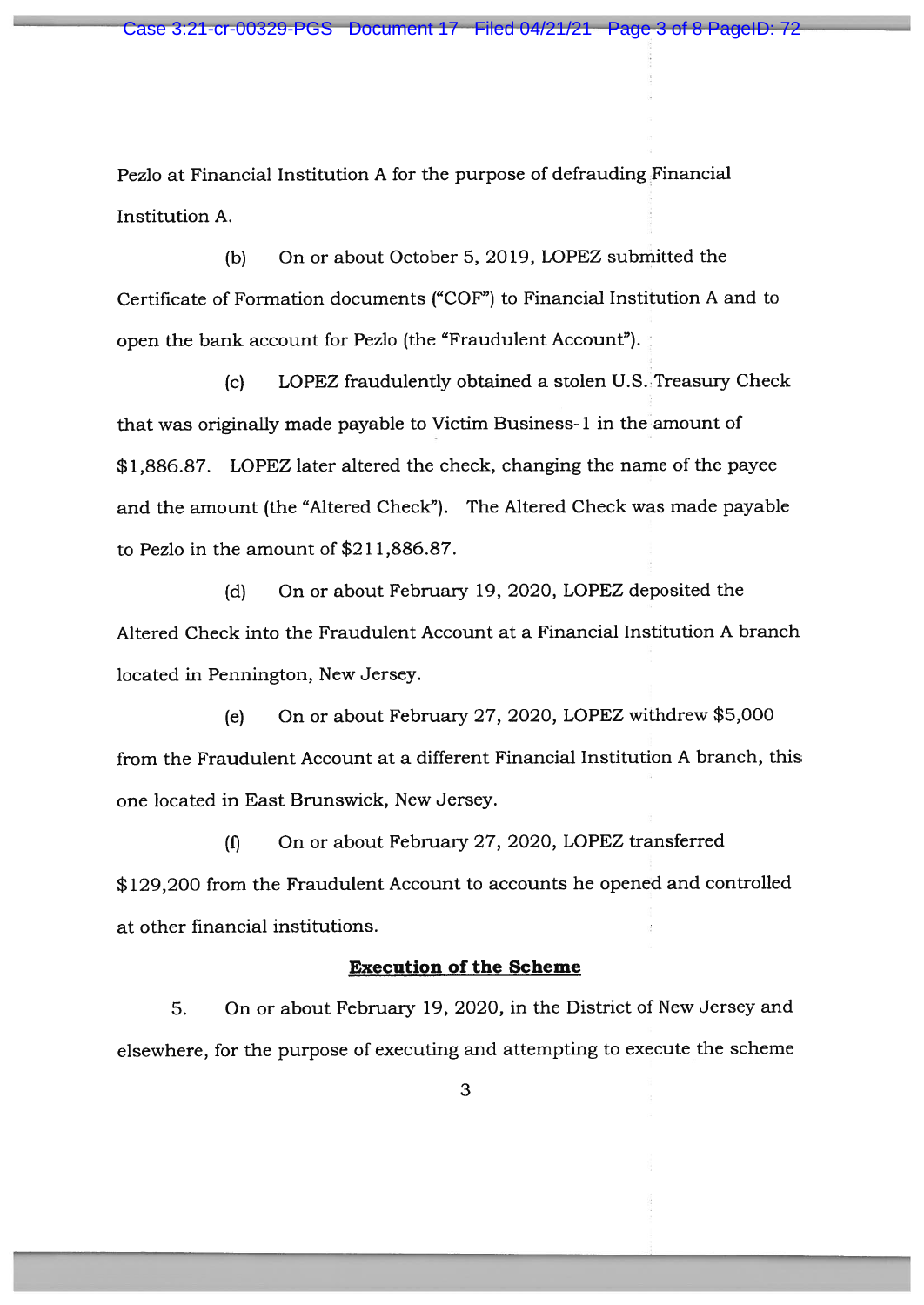Pezlo at Financial Institution A for the purpose of defrauding Financial Institution A.

(b) On or about October 5, 2019, LOPEZ submitted the Certificate of Formation documents ("COF") to Financial Institution A and to open the bank account for Pezlo (the "Fraudulent Account").

(c) LOPEZ fraudulently obtained a stolen U.S. Treasury Check that was originally made payable to Victim Business-1 in the amount of $1,886.87. LOPEZ later altered the check, changing the name of the payee and the amount (the "Altered Check"). The Altered Check was made payable to Pezlo in the amount of $211,886.87.

(d) On or about February 19, 2020, LOPEZ deposited the Altered Check into the Fraudulent Account at a Financial Institution A branch located in Pennington, New Jersey.

(e) On or about February 27, 2020, LOPEZ withdrew $5,000 from the Fraudulent Account at a different Financial Institution A branch, this one located in East Brunswick, New Jersey.

(f) On or about February 27, 2020, LOPEZ transferred $129,200 from the Fraudulent Account to accounts he opened and controlled at other financial institutions.

**Execution of the Scheme**

5. On or about February 19, 2020, in the District of New Jersey and elsewhere, for the purpose of executing and attempting to execute the scheme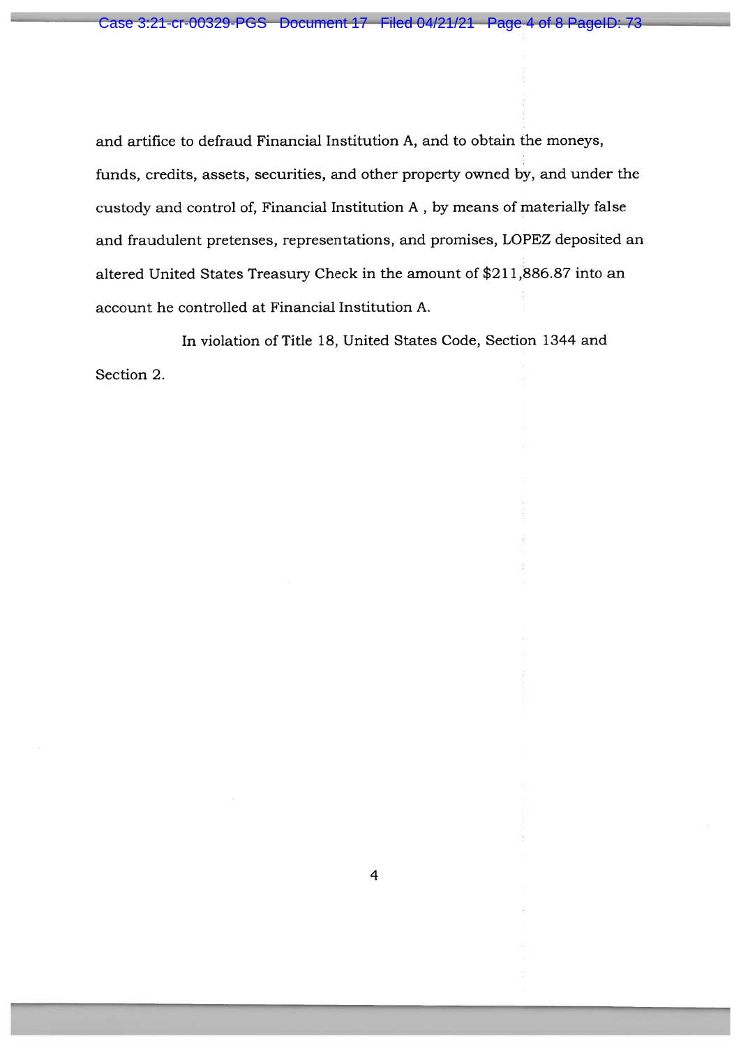and artifice to defraud Financial Institution A, and to obtain the moneys, funds, credits, assets, securities, and other property owned by, and under the custody and control of, Financial Institution A , by means of materially false and fraudulent pretenses, representations, and promises, LOPEZ deposited an altered United States Treasury Check in the amount of $211,886.87 into an account he controlled at Financial Institution A.

In violation of Title 18, United States Code, Section 1344 and Section 2.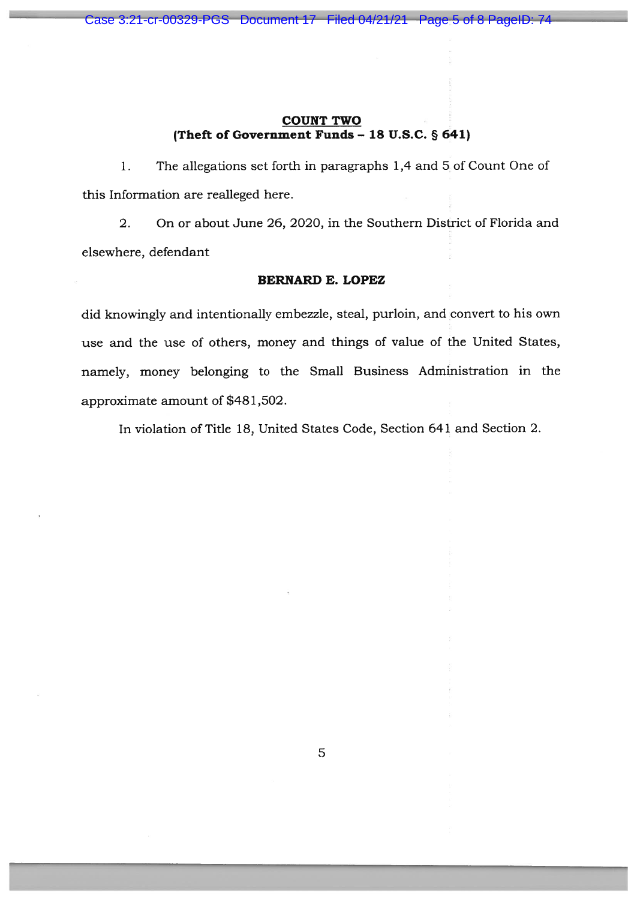**COUNT TWO**
**(Theft of Government Funds – 18 U.S.C. § 641)**

1. The allegations set forth in paragraphs 1,4 and 5 of Count One of this Information are realleged here.

2. On or about June 26, 2020, in the Southern District of Florida and elsewhere, defendant

**BERNARD E. LOPEZ**

did knowingly and intentionally embezzle, steal, purloin, and convert to his own use and the use of others, money and things of value of the United States, namely, money belonging to the Small Business Administration in the approximate amount of $481,502.

In violation of Title 18, United States Code, Section 641 and Section 2.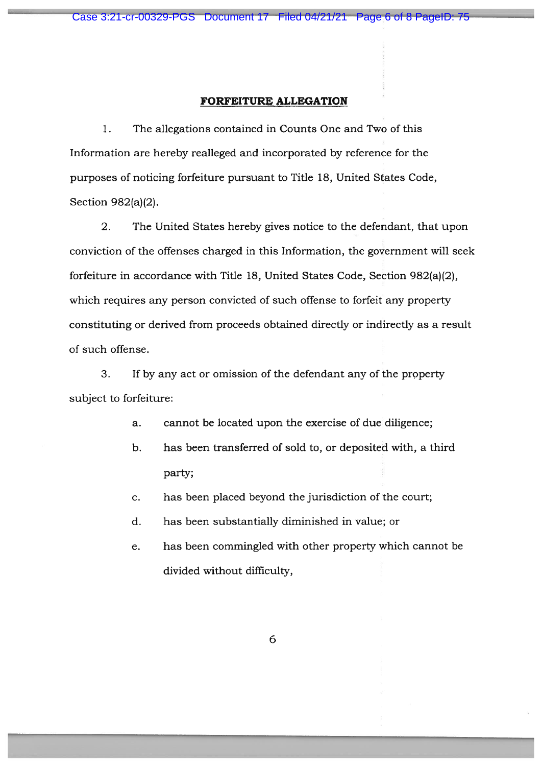## FORFEITURE ALLEGATION

1. The allegations contained in Counts One and Two of this Information are hereby realleged and incorporated by reference for the purposes of noticing forfeiture pursuant to Title 18, United States Code, Section 982(a)(2).

2. The United States hereby gives notice to the defendant, that upon conviction of the offenses charged in this Information, the government will seek forfeiture in accordance with Title 18, United States Code, Section 982(a)(2), which requires any person convicted of such offense to forfeit any property constituting or derived from proceeds obtained directly or indirectly as a result of such offense.

3. If by any act or omission of the defendant any of the property subject to forfeiture:

   a. cannot be located upon the exercise of due diligence;

   b. has been transferred of sold to, or deposited with, a third party;

   c. has been placed beyond the jurisdiction of the court;

   d. has been substantially diminished in value; or

   e. has been commingled with other property which cannot be divided without difficulty,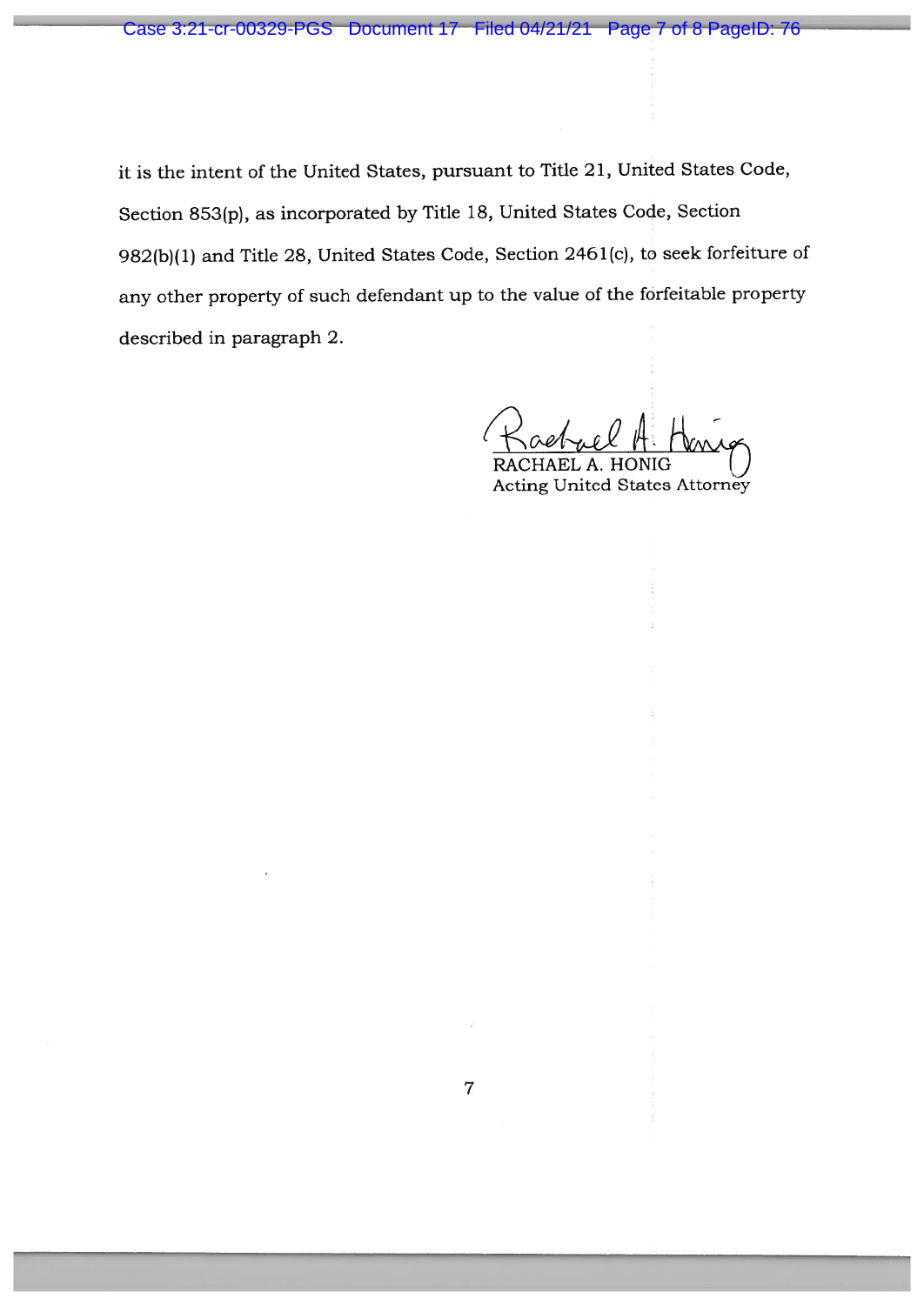it is the intent of the United States, pursuant to Title 21, United States Code, Section 853(p), as incorporated by Title 18, United States Code, Section 982(b)(1) and Title 28, United States Code, Section 2461(c), to seek forfeiture of any other property of such defendant up to the value of the forfeitable property described in paragraph 2.

RACHAEL A. HONIG
Acting United States Attorney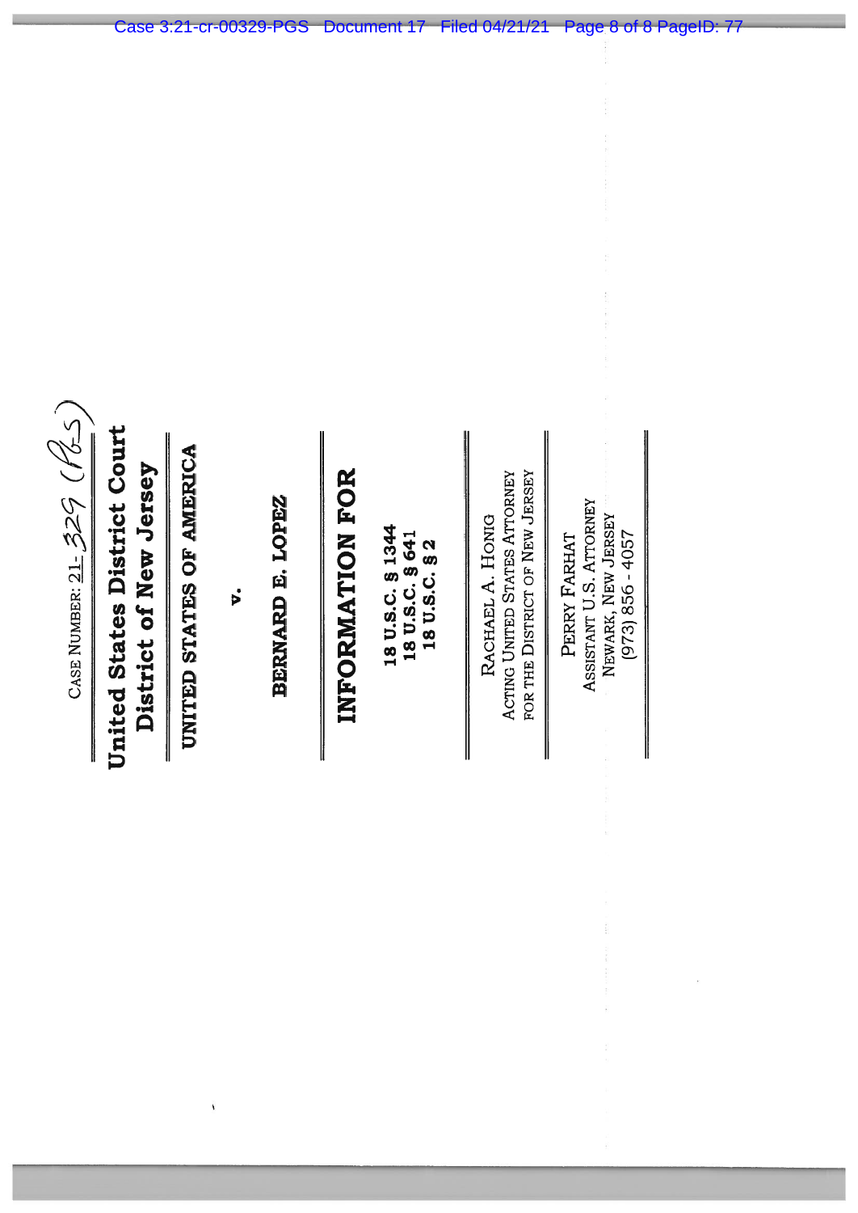CASE NUMBER: 21-329 (PGS)

# United States District Court
## District of New Jersey

**UNITED STATES OF AMERICA**

**v.**

**BERNARD E. LOPEZ**

## INFORMATION FOR

**18 U.S.C. § 1344**
**18 U.S.C. § 641**
**18 U.S.C. § 2**

RACHAEL A. HONIG
ACTING UNITED STATES ATTORNEY
FOR THE DISTRICT OF NEW JERSEY

PERRY FARHAT
ASSISTANT U.S. ATTORNEY
NEWARK, NEW JERSEY
(973) 856 - 4057